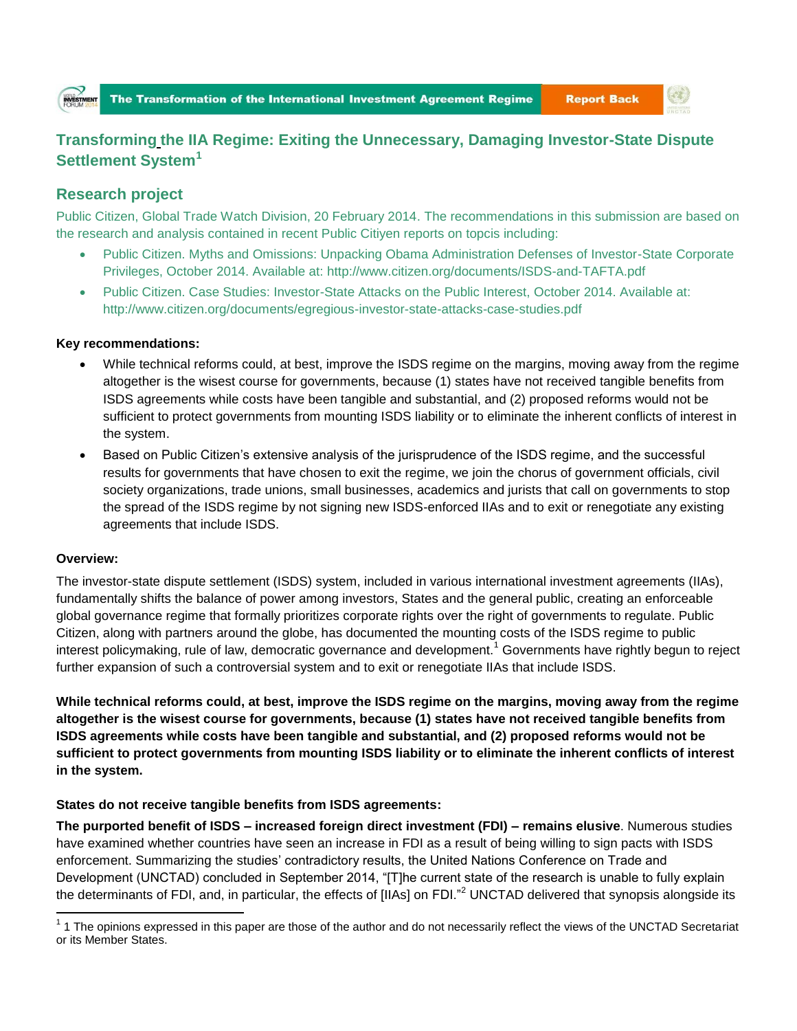# Transforming the IIA Regime: Exiting the Unnecessary, Damaging Investor-State Dispute Settlement System[1]

## Research project

Public Citizen, Global Trade Watch Division, 20 February 2014. The recommendations in this submission are based on the research and analysis contained in recent Public Citiyen reports on topcis including:

- Public Citizen. Myths and Omissions: Unpacking Obama Administration Defenses of Investor-State Corporate Privileges, October 2014. Available at: http://www.citizen.org/documents/ISDS-and-TAFTA.pdf
- Public Citizen. Case Studies: Investor-State Attacks on the Public Interest, October 2014. Available at: http://www.citizen.org/documents/egregious-investor-state-attacks-case-studies.pdf

**Key recommendations:**

- While technical reforms could, at best, improve the ISDS regime on the margins, moving away from the regime altogether is the wisest course for governments, because (1) states have not received tangible benefits from ISDS agreements while costs have been tangible and substantial, and (2) proposed reforms would not be sufficient to protect governments from mounting ISDS liability or to eliminate the inherent conflicts of interest in the system.
- Based on Public Citizen's extensive analysis of the jurisprudence of the ISDS regime, and the successful results for governments that have chosen to exit the regime, we join the chorus of government officials, civil society organizations, trade unions, small businesses, academics and jurists that call on governments to stop the spread of the ISDS regime by not signing new ISDS-enforced IIAs and to exit or renegotiate any existing agreements that include ISDS.

**Overview:**

The investor-state dispute settlement (ISDS) system, included in various international investment agreements (IIAs), fundamentally shifts the balance of power among investors, States and the general public, creating an enforceable global governance regime that formally prioritizes corporate rights over the right of governments to regulate. Public Citizen, along with partners around the globe, has documented the mounting costs of the ISDS regime to public interest policymaking, rule of law, democratic governance and development.[1] Governments have rightly begun to reject further expansion of such a controversial system and to exit or renegotiate IIAs that include ISDS.

**While technical reforms could, at best, improve the ISDS regime on the margins, moving away from the regime altogether is the wisest course for governments, because (1) states have not received tangible benefits from ISDS agreements while costs have been tangible and substantial, and (2) proposed reforms would not be sufficient to protect governments from mounting ISDS liability or to eliminate the inherent conflicts of interest in the system.**

**States do not receive tangible benefits from ISDS agreements:**

**The purported benefit of ISDS – increased foreign direct investment (FDI) – remains elusive**. Numerous studies have examined whether countries have seen an increase in FDI as a result of being willing to sign pacts with ISDS enforcement. Summarizing the studies' contradictory results, the United Nations Conference on Trade and Development (UNCTAD) concluded in September 2014, "[T]he current state of the research is unable to fully explain the determinants of FDI, and, in particular, the effects of [IIAs] on FDI."[2] UNCTAD delivered that synopsis alongside its

---

[1] 1 The opinions expressed in this paper are those of the author and do not necessarily reflect the views of the UNCTAD Secretariat or its Member States.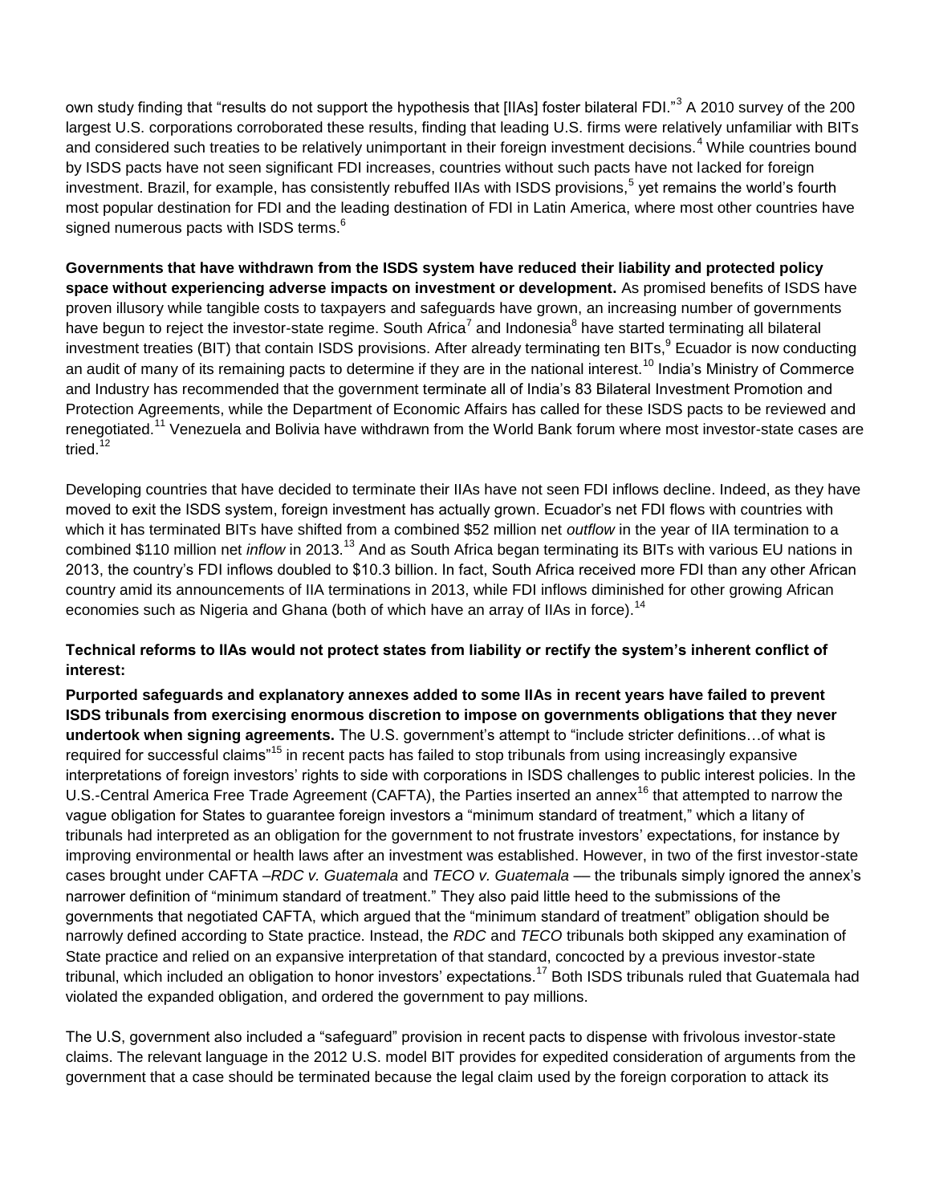own study finding that "results do not support the hypothesis that [IIAs] foster bilateral FDI."[3] A 2010 survey of the 200 largest U.S. corporations corroborated these results, finding that leading U.S. firms were relatively unfamiliar with BITs and considered such treaties to be relatively unimportant in their foreign investment decisions.[4] While countries bound by ISDS pacts have not seen significant FDI increases, countries without such pacts have not lacked for foreign investment. Brazil, for example, has consistently rebuffed IIAs with ISDS provisions,[5] yet remains the world's fourth most popular destination for FDI and the leading destination of FDI in Latin America, where most other countries have signed numerous pacts with ISDS terms.[6]

**Governments that have withdrawn from the ISDS system have reduced their liability and protected policy space without experiencing adverse impacts on investment or development.** As promised benefits of ISDS have proven illusory while tangible costs to taxpayers and safeguards have grown, an increasing number of governments have begun to reject the investor-state regime. South Africa[7] and Indonesia[8] have started terminating all bilateral investment treaties (BIT) that contain ISDS provisions. After already terminating ten BITs,[9] Ecuador is now conducting an audit of many of its remaining pacts to determine if they are in the national interest.[10] India's Ministry of Commerce and Industry has recommended that the government terminate all of India's 83 Bilateral Investment Promotion and Protection Agreements, while the Department of Economic Affairs has called for these ISDS pacts to be reviewed and renegotiated.[11] Venezuela and Bolivia have withdrawn from the World Bank forum where most investor-state cases are tried.[12]

Developing countries that have decided to terminate their IIAs have not seen FDI inflows decline. Indeed, as they have moved to exit the ISDS system, foreign investment has actually grown. Ecuador's net FDI flows with countries with which it has terminated BITs have shifted from a combined $52 million net *outflow* in the year of IIA termination to a combined $110 million net *inflow* in 2013.[13] And as South Africa began terminating its BITs with various EU nations in 2013, the country's FDI inflows doubled to $10.3 billion. In fact, South Africa received more FDI than any other African country amid its announcements of IIA terminations in 2013, while FDI inflows diminished for other growing African economies such as Nigeria and Ghana (both of which have an array of IIAs in force).[14]

**Technical reforms to IIAs would not protect states from liability or rectify the system's inherent conflict of interest:**

**Purported safeguards and explanatory annexes added to some IIAs in recent years have failed to prevent ISDS tribunals from exercising enormous discretion to impose on governments obligations that they never undertook when signing agreements.** The U.S. government's attempt to "include stricter definitions…of what is required for successful claims"[15] in recent pacts has failed to stop tribunals from using increasingly expansive interpretations of foreign investors' rights to side with corporations in ISDS challenges to public interest policies. In the U.S.-Central America Free Trade Agreement (CAFTA), the Parties inserted an annex[16] that attempted to narrow the vague obligation for States to guarantee foreign investors a "minimum standard of treatment," which a litany of tribunals had interpreted as an obligation for the government to not frustrate investors' expectations, for instance by improving environmental or health laws after an investment was established. However, in two of the first investor-state cases brought under CAFTA –*RDC v. Guatemala* and *TECO v. Guatemala* –– the tribunals simply ignored the annex's narrower definition of "minimum standard of treatment." They also paid little heed to the submissions of the governments that negotiated CAFTA, which argued that the "minimum standard of treatment" obligation should be narrowly defined according to State practice. Instead, the *RDC* and *TECO* tribunals both skipped any examination of State practice and relied on an expansive interpretation of that standard, concocted by a previous investor-state tribunal, which included an obligation to honor investors' expectations.[17] Both ISDS tribunals ruled that Guatemala had violated the expanded obligation, and ordered the government to pay millions.

The U.S, government also included a "safeguard" provision in recent pacts to dispense with frivolous investor-state claims. The relevant language in the 2012 U.S. model BIT provides for expedited consideration of arguments from the government that a case should be terminated because the legal claim used by the foreign corporation to attack its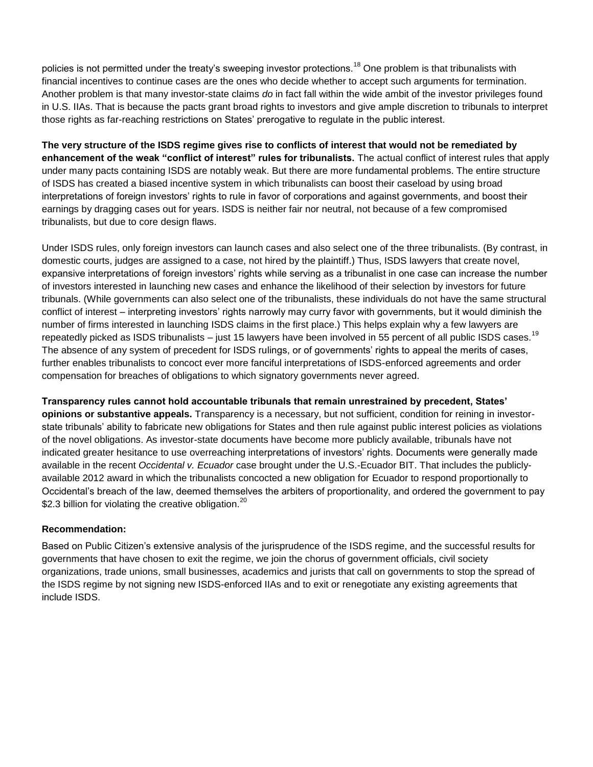policies is not permitted under the treaty's sweeping investor protections.[18] One problem is that tribunalists with financial incentives to continue cases are the ones who decide whether to accept such arguments for termination. Another problem is that many investor-state claims *do* in fact fall within the wide ambit of the investor privileges found in U.S. IIAs. That is because the pacts grant broad rights to investors and give ample discretion to tribunals to interpret those rights as far-reaching restrictions on States' prerogative to regulate in the public interest.

**The very structure of the ISDS regime gives rise to conflicts of interest that would not be remediated by enhancement of the weak "conflict of interest" rules for tribunalists.** The actual conflict of interest rules that apply under many pacts containing ISDS are notably weak. But there are more fundamental problems. The entire structure of ISDS has created a biased incentive system in which tribunalists can boost their caseload by using broad interpretations of foreign investors' rights to rule in favor of corporations and against governments, and boost their earnings by dragging cases out for years. ISDS is neither fair nor neutral, not because of a few compromised tribunalists, but due to core design flaws.

Under ISDS rules, only foreign investors can launch cases and also select one of the three tribunalists. (By contrast, in domestic courts, judges are assigned to a case, not hired by the plaintiff.) Thus, ISDS lawyers that create novel, expansive interpretations of foreign investors' rights while serving as a tribunalist in one case can increase the number of investors interested in launching new cases and enhance the likelihood of their selection by investors for future tribunals. (While governments can also select one of the tribunalists, these individuals do not have the same structural conflict of interest – interpreting investors' rights narrowly may curry favor with governments, but it would diminish the number of firms interested in launching ISDS claims in the first place.) This helps explain why a few lawyers are repeatedly picked as ISDS tribunalists – just 15 lawyers have been involved in 55 percent of all public ISDS cases.[19] The absence of any system of precedent for ISDS rulings, or of governments' rights to appeal the merits of cases, further enables tribunalists to concoct ever more fanciful interpretations of ISDS-enforced agreements and order compensation for breaches of obligations to which signatory governments never agreed.

**Transparency rules cannot hold accountable tribunals that remain unrestrained by precedent, States' opinions or substantive appeals.** Transparency is a necessary, but not sufficient, condition for reining in investor-state tribunals' ability to fabricate new obligations for States and then rule against public interest policies as violations of the novel obligations. As investor-state documents have become more publicly available, tribunals have not indicated greater hesitance to use overreaching interpretations of investors' rights. Documents were generally made available in the recent *Occidental v. Ecuador* case brought under the U.S.-Ecuador BIT. That includes the publicly-available 2012 award in which the tribunalists concocted a new obligation for Ecuador to respond proportionally to Occidental's breach of the law, deemed themselves the arbiters of proportionality, and ordered the government to pay $2.3 billion for violating the creative obligation.[20]

**Recommendation:**

Based on Public Citizen's extensive analysis of the jurisprudence of the ISDS regime, and the successful results for governments that have chosen to exit the regime, we join the chorus of government officials, civil society organizations, trade unions, small businesses, academics and jurists that call on governments to stop the spread of the ISDS regime by not signing new ISDS-enforced IIAs and to exit or renegotiate any existing agreements that include ISDS.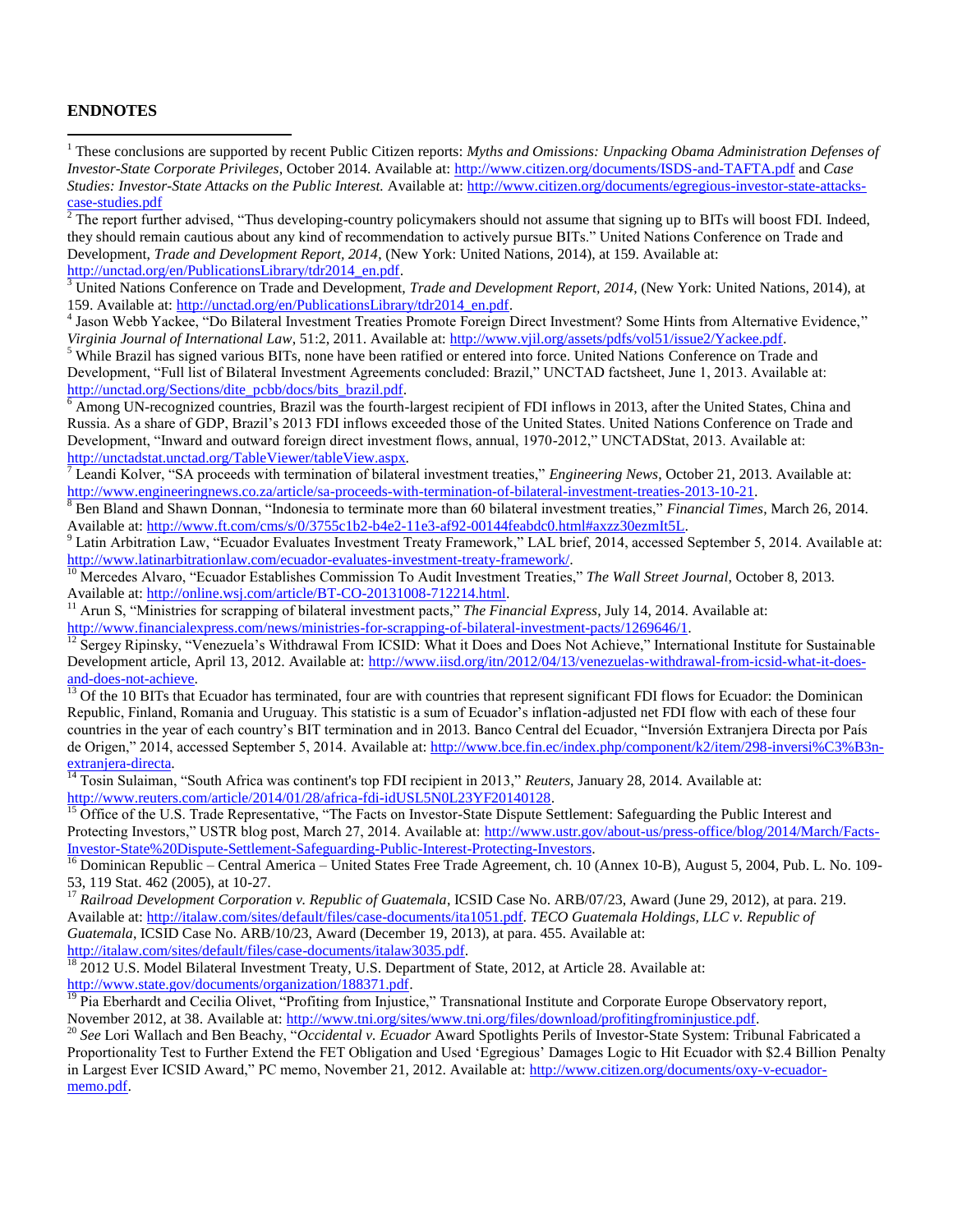## ENDNOTES

[1] These conclusions are supported by recent Public Citizen reports: *Myths and Omissions: Unpacking Obama Administration Defenses of Investor-State Corporate Privileges*, October 2014. Available at: http://www.citizen.org/documents/ISDS-and-TAFTA.pdf and *Case Studies: Investor-State Attacks on the Public Interest.* Available at: http://www.citizen.org/documents/egregious-investor-state-attacks-case-studies.pdf

[2] The report further advised, "Thus developing-country policymakers should not assume that signing up to BITs will boost FDI. Indeed, they should remain cautious about any kind of recommendation to actively pursue BITs." United Nations Conference on Trade and Development, *Trade and Development Report, 2014*, (New York: United Nations, 2014), at 159. Available at: http://unctad.org/en/PublicationsLibrary/tdr2014_en.pdf.

[3] United Nations Conference on Trade and Development, *Trade and Development Report, 2014*, (New York: United Nations, 2014), at 159. Available at: http://unctad.org/en/PublicationsLibrary/tdr2014_en.pdf.

[4] Jason Webb Yackee, "Do Bilateral Investment Treaties Promote Foreign Direct Investment? Some Hints from Alternative Evidence," *Virginia Journal of International Law*, 51:2, 2011. Available at: http://www.vjil.org/assets/pdfs/vol51/issue2/Yackee.pdf.

[5] While Brazil has signed various BITs, none have been ratified or entered into force. United Nations Conference on Trade and Development, "Full list of Bilateral Investment Agreements concluded: Brazil," UNCTAD factsheet, June 1, 2013. Available at: http://unctad.org/Sections/dite_pcbb/docs/bits_brazil.pdf.

[6] Among UN-recognized countries, Brazil was the fourth-largest recipient of FDI inflows in 2013, after the United States, China and Russia. As a share of GDP, Brazil's 2013 FDI inflows exceeded those of the United States. United Nations Conference on Trade and Development, "Inward and outward foreign direct investment flows, annual, 1970-2012," UNCTADStat, 2013. Available at: http://unctadstat.unctad.org/TableViewer/tableView.aspx.

[7] Leandi Kolver, "SA proceeds with termination of bilateral investment treaties," *Engineering News*, October 21, 2013. Available at: http://www.engineeringnews.co.za/article/sa-proceeds-with-termination-of-bilateral-investment-treaties-2013-10-21.

[8] Ben Bland and Shawn Donnan, "Indonesia to terminate more than 60 bilateral investment treaties," *Financial Times*, March 26, 2014. Available at: http://www.ft.com/cms/s/0/3755c1b2-b4e2-11e3-af92-00144feabdc0.html#axzz30ezmIt5L.

[9] Latin Arbitration Law, "Ecuador Evaluates Investment Treaty Framework," LAL brief, 2014, accessed September 5, 2014. Available at: http://www.latinarbitrationlaw.com/ecuador-evaluates-investment-treaty-framework/.

[10] Mercedes Alvaro, "Ecuador Establishes Commission To Audit Investment Treaties," *The Wall Street Journal,* October 8, 2013. Available at: http://online.wsj.com/article/BT-CO-20131008-712214.html.

[11] Arun S, "Ministries for scrapping of bilateral investment pacts," *The Financial Express*, July 14, 2014. Available at: http://www.financialexpress.com/news/ministries-for-scrapping-of-bilateral-investment-pacts/1269646/1.

[12] Sergey Ripinsky, "Venezuela's Withdrawal From ICSID: What it Does and Does Not Achieve," International Institute for Sustainable Development article, April 13, 2012. Available at: http://www.iisd.org/itn/2012/04/13/venezuelas-withdrawal-from-icsid-what-it-does-and-does-not-achieve.

[13] Of the 10 BITs that Ecuador has terminated, four are with countries that represent significant FDI flows for Ecuador: the Dominican Republic, Finland, Romania and Uruguay. This statistic is a sum of Ecuador's inflation-adjusted net FDI flow with each of these four countries in the year of each country's BIT termination and in 2013. Banco Central del Ecuador, "Inversión Extranjera Directa por País de Origen," 2014, accessed September 5, 2014. Available at: http://www.bce.fin.ec/index.php/component/k2/item/298-inversi%C3%B3n-extranjera-directa.

[14] Tosin Sulaiman, "South Africa was continent's top FDI recipient in 2013," *Reuters*, January 28, 2014. Available at: http://www.reuters.com/article/2014/01/28/africa-fdi-idUSL5N0L23YF20140128.

[15] Office of the U.S. Trade Representative, "The Facts on Investor-State Dispute Settlement: Safeguarding the Public Interest and Protecting Investors," USTR blog post, March 27, 2014. Available at: http://www.ustr.gov/about-us/press-office/blog/2014/March/Facts-Investor-State%20Dispute-Settlement-Safeguarding-Public-Interest-Protecting-Investors.

[16] Dominican Republic – Central America – United States Free Trade Agreement, ch. 10 (Annex 10-B), August 5, 2004, Pub. L. No. 109-53, 119 Stat. 462 (2005), at 10-27.

[17] *Railroad Development Corporation v. Republic of Guatemala*, ICSID Case No. ARB/07/23, Award (June 29, 2012), at para. 219. Available at: http://italaw.com/sites/default/files/case-documents/ita1051.pdf. *TECO Guatemala Holdings, LLC v. Republic of Guatemala*, ICSID Case No. ARB/10/23, Award (December 19, 2013), at para. 455. Available at: http://italaw.com/sites/default/files/case-documents/italaw3035.pdf.

[18] 2012 U.S. Model Bilateral Investment Treaty, U.S. Department of State, 2012, at Article 28. Available at: http://www.state.gov/documents/organization/188371.pdf.

[19] Pia Eberhardt and Cecilia Olivet, "Profiting from Injustice," Transnational Institute and Corporate Europe Observatory report, November 2012, at 38. Available at: http://www.tni.org/sites/www.tni.org/files/download/profitingfrominjustice.pdf.

[20] *See* Lori Wallach and Ben Beachy, "*Occidental v. Ecuador* Award Spotlights Perils of Investor-State System: Tribunal Fabricated a Proportionality Test to Further Extend the FET Obligation and Used 'Egregious' Damages Logic to Hit Ecuador with $2.4 Billion Penalty in Largest Ever ICSID Award," PC memo, November 21, 2012. Available at: http://www.citizen.org/documents/oxy-v-ecuador-memo.pdf.